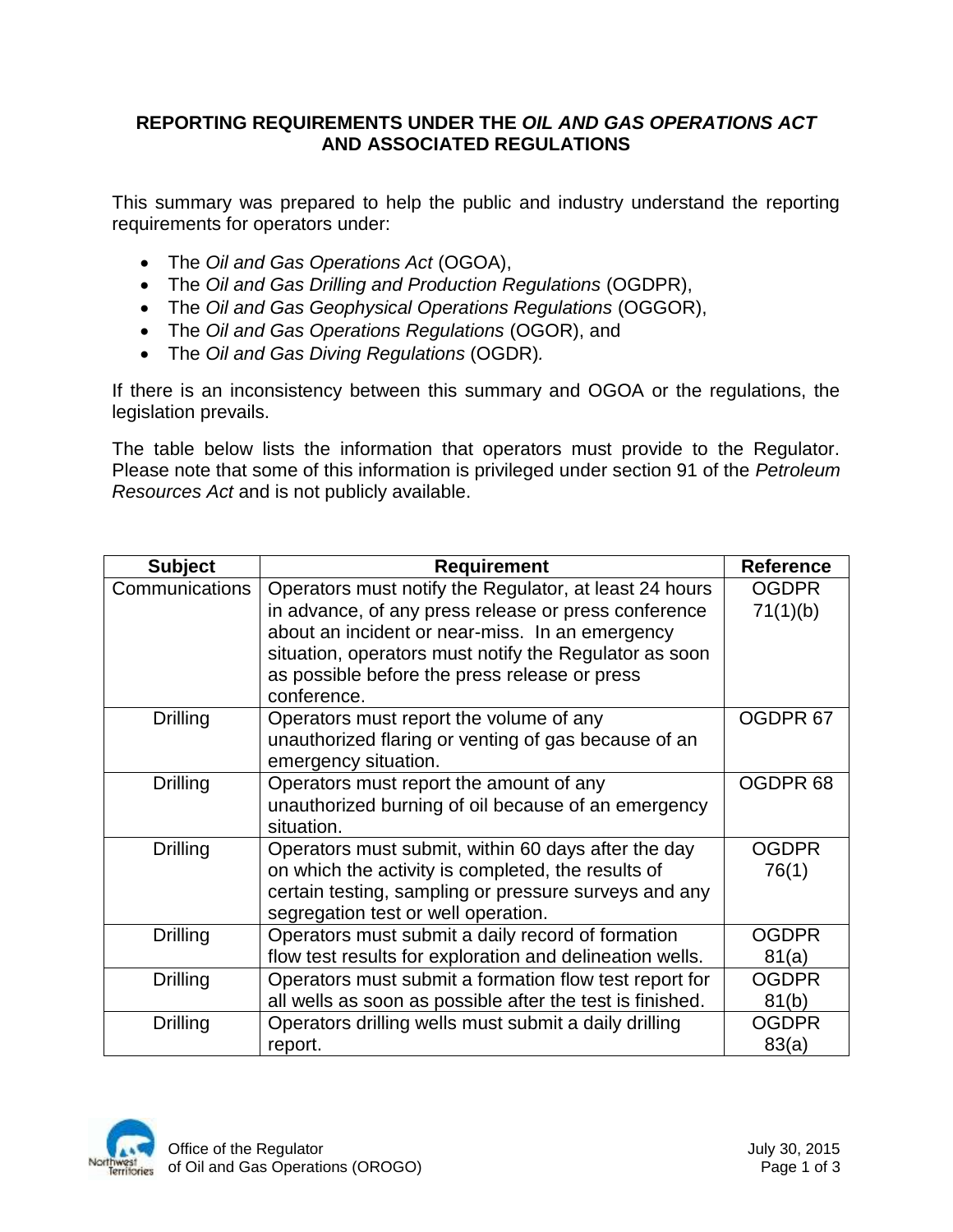# REPORTING REQUIREMENTS UNDER THE *OIL AND GAS OPERATIONS ACT* AND ASSOCIATED REGULATIONS

This summary was prepared to help the public and industry understand the reporting requirements for operators under:

- The *Oil and Gas Operations Act* (OGOA),
- The *Oil and Gas Drilling and Production Regulations* (OGDPR),
- The *Oil and Gas Geophysical Operations Regulations* (OGGOR),
- The *Oil and Gas Operations Regulations* (OGOR), and
- The *Oil and Gas Diving Regulations* (OGDR).

If there is an inconsistency between this summary and OGOA or the regulations, the legislation prevails.

The table below lists the information that operators must provide to the Regulator. Please note that some of this information is privileged under section 91 of the *Petroleum Resources Act* and is not publicly available.

| Subject | Requirement | Reference |
|---|---|---|
| Communications | Operators must notify the Regulator, at least 24 hours in advance, of any press release or press conference about an incident or near-miss. In an emergency situation, operators must notify the Regulator as soon as possible before the press release or press conference. | OGDPR 71(1)(b) |
| Drilling | Operators must report the volume of any unauthorized flaring or venting of gas because of an emergency situation. | OGDPR 67 |
| Drilling | Operators must report the amount of any unauthorized burning of oil because of an emergency situation. | OGDPR 68 |
| Drilling | Operators must submit, within 60 days after the day on which the activity is completed, the results of certain testing, sampling or pressure surveys and any segregation test or well operation. | OGDPR 76(1) |
| Drilling | Operators must submit a daily record of formation flow test results for exploration and delineation wells. | OGDPR 81(a) |
| Drilling | Operators must submit a formation flow test report for all wells as soon as possible after the test is finished. | OGDPR 81(b) |
| Drilling | Operators drilling wells must submit a daily drilling report. | OGDPR 83(a) |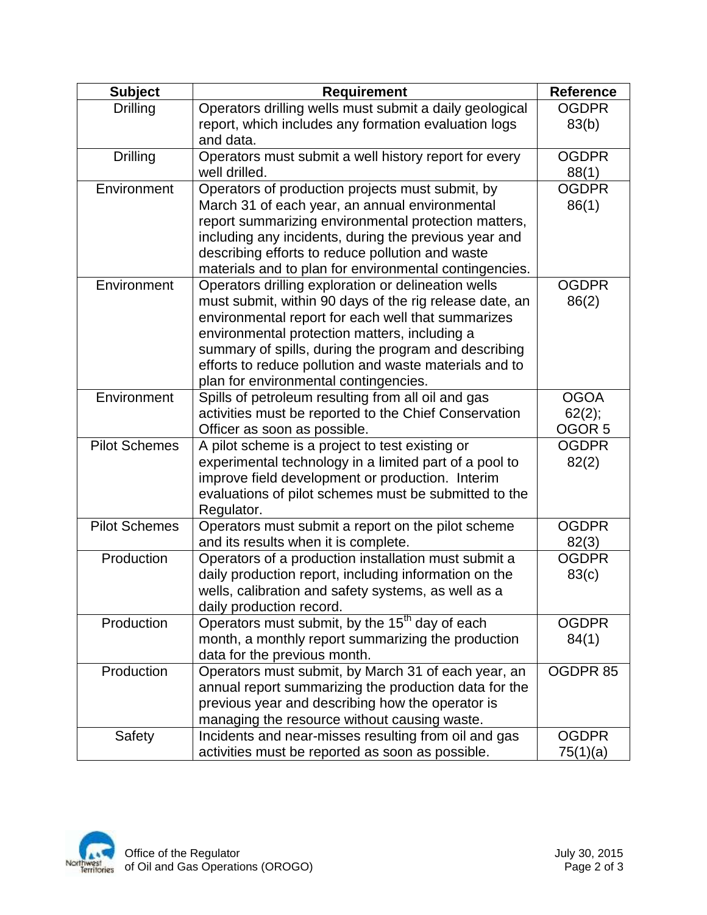| Subject | Requirement | Reference |
|---|---|---|
| Drilling | Operators drilling wells must submit a daily geological report, which includes any formation evaluation logs and data. | OGDPR 83(b) |
| Drilling | Operators must submit a well history report for every well drilled. | OGDPR 88(1) |
| Environment | Operators of production projects must submit, by March 31 of each year, an annual environmental report summarizing environmental protection matters, including any incidents, during the previous year and describing efforts to reduce pollution and waste materials and to plan for environmental contingencies. | OGDPR 86(1) |
| Environment | Operators drilling exploration or delineation wells must submit, within 90 days of the rig release date, an environmental report for each well that summarizes environmental protection matters, including a summary of spills, during the program and describing efforts to reduce pollution and waste materials and to plan for environmental contingencies. | OGDPR 86(2) |
| Environment | Spills of petroleum resulting from all oil and gas activities must be reported to the Chief Conservation Officer as soon as possible. | OGOA 62(2); OGOR 5 |
| Pilot Schemes | A pilot scheme is a project to test existing or experimental technology in a limited part of a pool to improve field development or production. Interim evaluations of pilot schemes must be submitted to the Regulator. | OGDPR 82(2) |
| Pilot Schemes | Operators must submit a report on the pilot scheme and its results when it is complete. | OGDPR 82(3) |
| Production | Operators of a production installation must submit a daily production report, including information on the wells, calibration and safety systems, as well as a daily production record. | OGDPR 83(c) |
| Production | Operators must submit, by the 15th day of each month, a monthly report summarizing the production data for the previous month. | OGDPR 84(1) |
| Production | Operators must submit, by March 31 of each year, an annual report summarizing the production data for the previous year and describing how the operator is managing the resource without causing waste. | OGDPR 85 |
| Safety | Incidents and near-misses resulting from oil and gas activities must be reported as soon as possible. | OGDPR 75(1)(a) |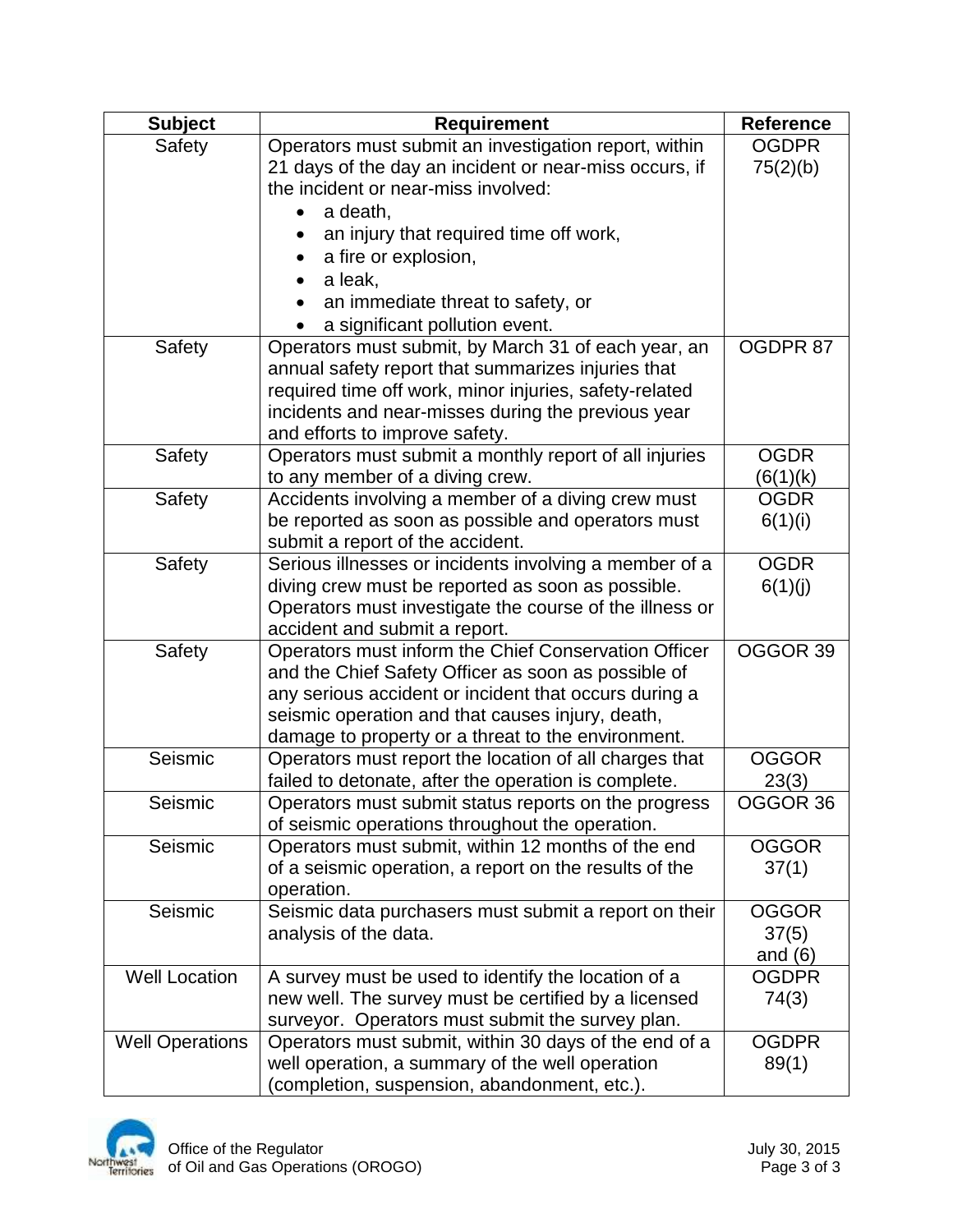| Subject | Requirement | Reference |
|---|---|---|
| Safety | Operators must submit an investigation report, within 21 days of the day an incident or near-miss occurs, if the incident or near-miss involved:<br>• a death,<br>• an injury that required time off work,<br>• a fire or explosion,<br>• a leak,<br>• an immediate threat to safety, or<br>• a significant pollution event. | OGDPR 75(2)(b) |
| Safety | Operators must submit, by March 31 of each year, an annual safety report that summarizes injuries that required time off work, minor injuries, safety-related incidents and near-misses during the previous year and efforts to improve safety. | OGDPR 87 |
| Safety | Operators must submit a monthly report of all injuries to any member of a diving crew. | OGDR (6(1)(k) |
| Safety | Accidents involving a member of a diving crew must be reported as soon as possible and operators must submit a report of the accident. | OGDR 6(1)(i) |
| Safety | Serious illnesses or incidents involving a member of a diving crew must be reported as soon as possible. Operators must investigate the course of the illness or accident and submit a report. | OGDR 6(1)(j) |
| Safety | Operators must inform the Chief Conservation Officer and the Chief Safety Officer as soon as possible of any serious accident or incident that occurs during a seismic operation and that causes injury, death, damage to property or a threat to the environment. | OGGOR 39 |
| Seismic | Operators must report the location of all charges that failed to detonate, after the operation is complete. | OGGOR 23(3) |
| Seismic | Operators must submit status reports on the progress of seismic operations throughout the operation. | OGGOR 36 |
| Seismic | Operators must submit, within 12 months of the end of a seismic operation, a report on the results of the operation. | OGGOR 37(1) |
| Seismic | Seismic data purchasers must submit a report on their analysis of the data. | OGGOR 37(5) and (6) |
| Well Location | A survey must be used to identify the location of a new well. The survey must be certified by a licensed surveyor. Operators must submit the survey plan. | OGDPR 74(3) |
| Well Operations | Operators must submit, within 30 days of the end of a well operation, a summary of the well operation (completion, suspension, abandonment, etc.). | OGDPR 89(1) |

Office of the Regulator of Oil and Gas Operations (OROGO)

July 30, 2015